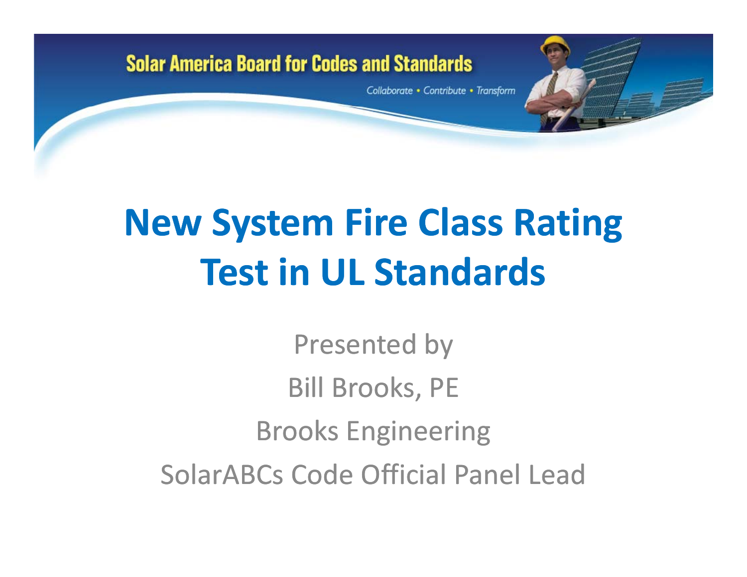Solar America Board for Codes and Standards

*Collaborate • Contribute • Transform*

# New System Fire Class Rating Test in UL Standards

Presented by

Bill Brooks, PE

Brooks Engineering

SolarABCs Code Official Panel Lead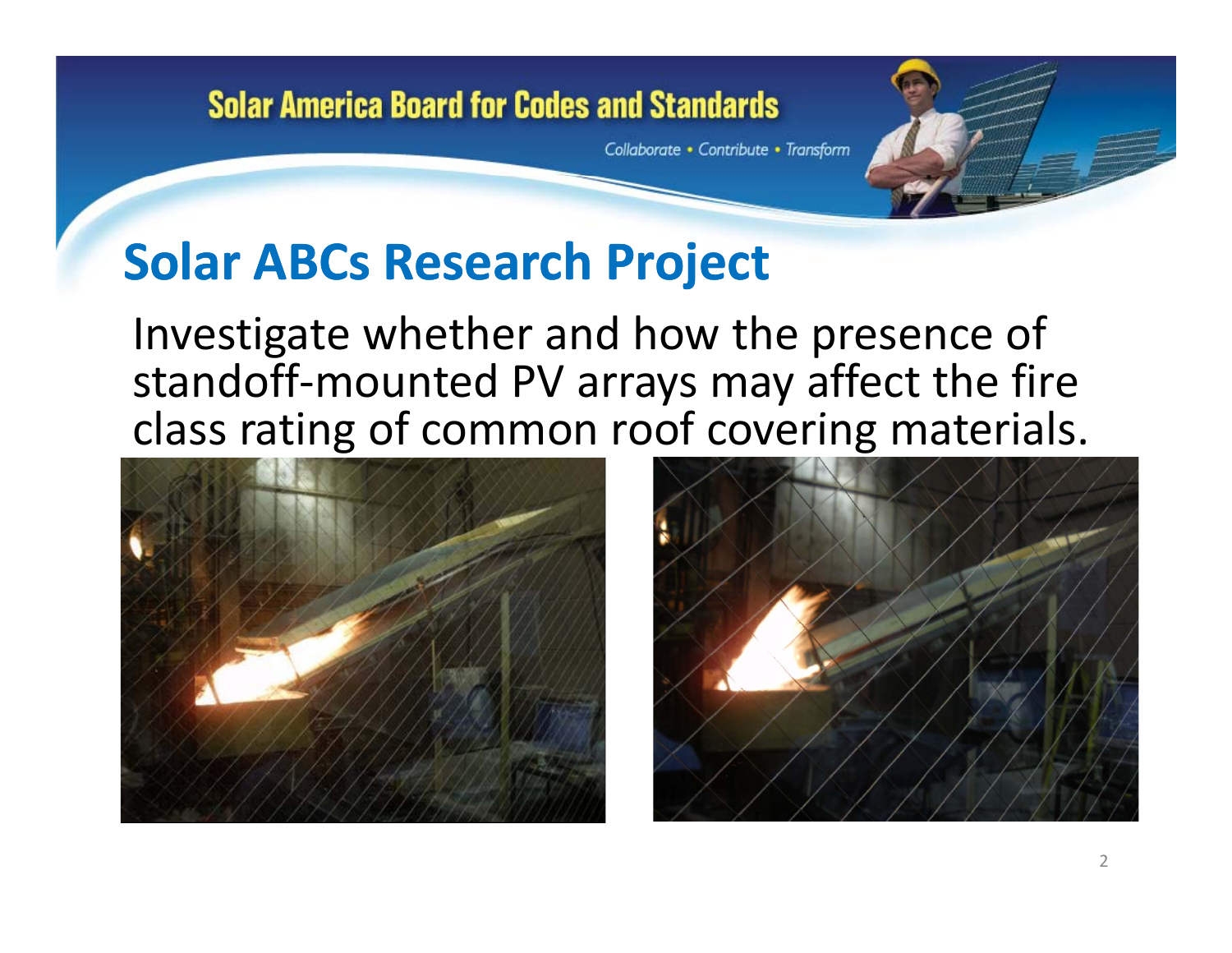## Solar ABCs Research Project

Investigate whether and how the presence of standoff-mounted PV arrays may affect the fire class rating of common roof covering materials.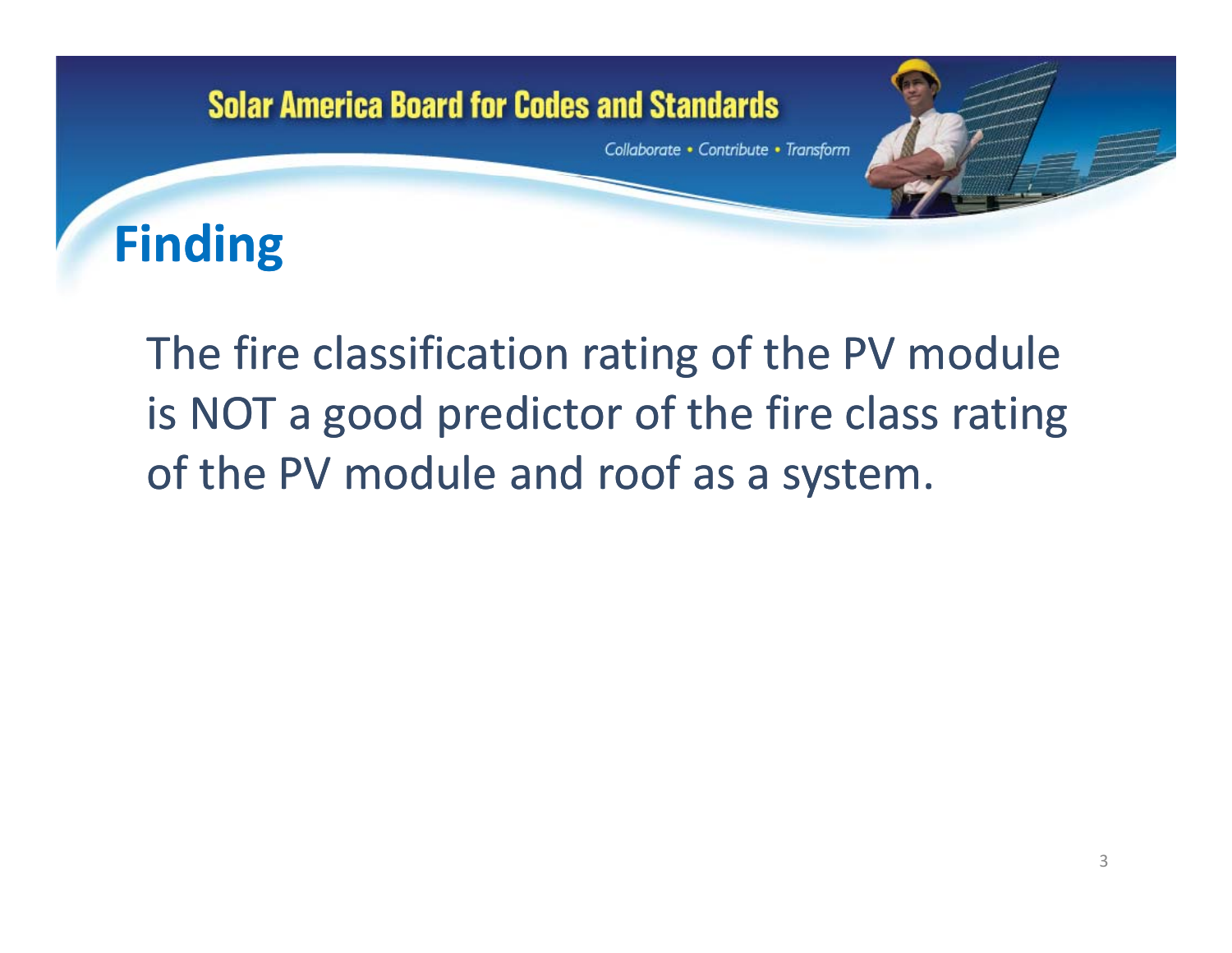# Finding

The fire classification rating of the PV module is NOT a good predictor of the fire class rating of the PV module and roof as a system.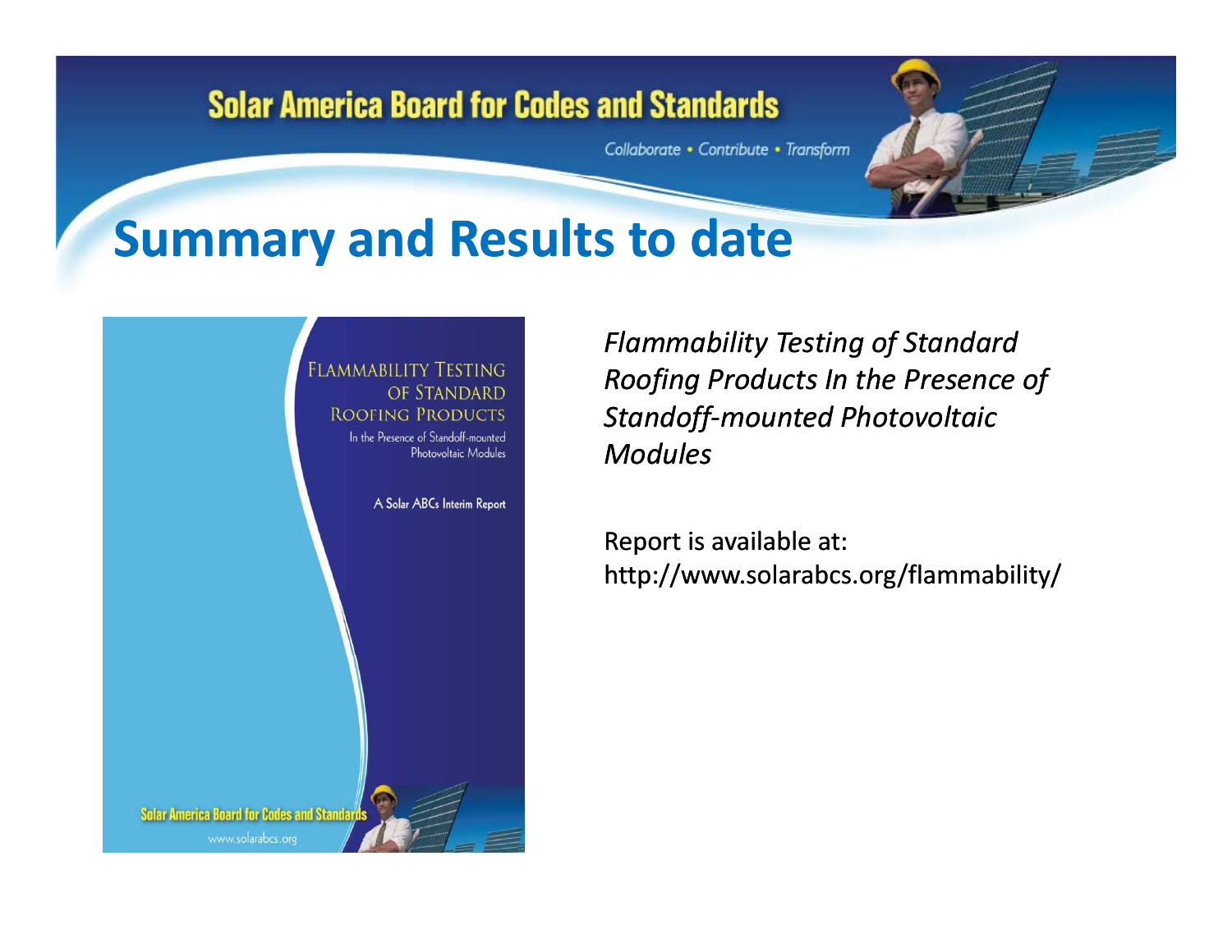## Summary and Results to date

FLAMMABILITY TESTING OF STANDARD ROOFING PRODUCTS

In the Presence of Standoff-mounted Photovoltaic Modules

A Solar ABCs Interim Report

Solar America Board for Codes and Standards

www.solarabcs.org

*Flammability Testing of Standard Roofing Products In the Presence of Standoff-mounted Photovoltaic Modules*

Report is available at: http://www.solarabcs.org/flammability/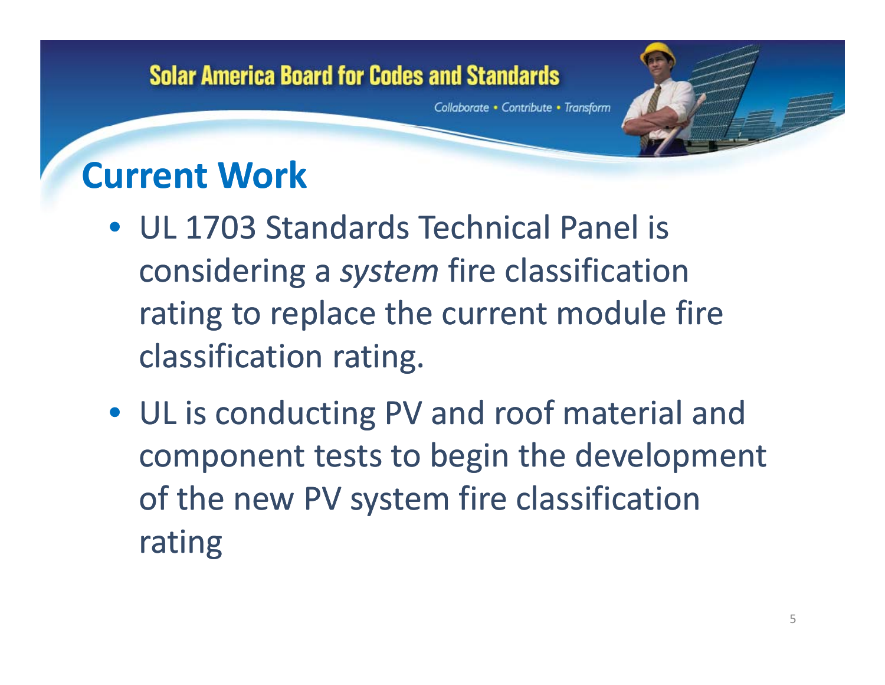# Current Work

- UL 1703 Standards Technical Panel is considering a *system* fire classification rating to replace the current module fire classification rating.
- UL is conducting PV and roof material and component tests to begin the development of the new PV system fire classification rating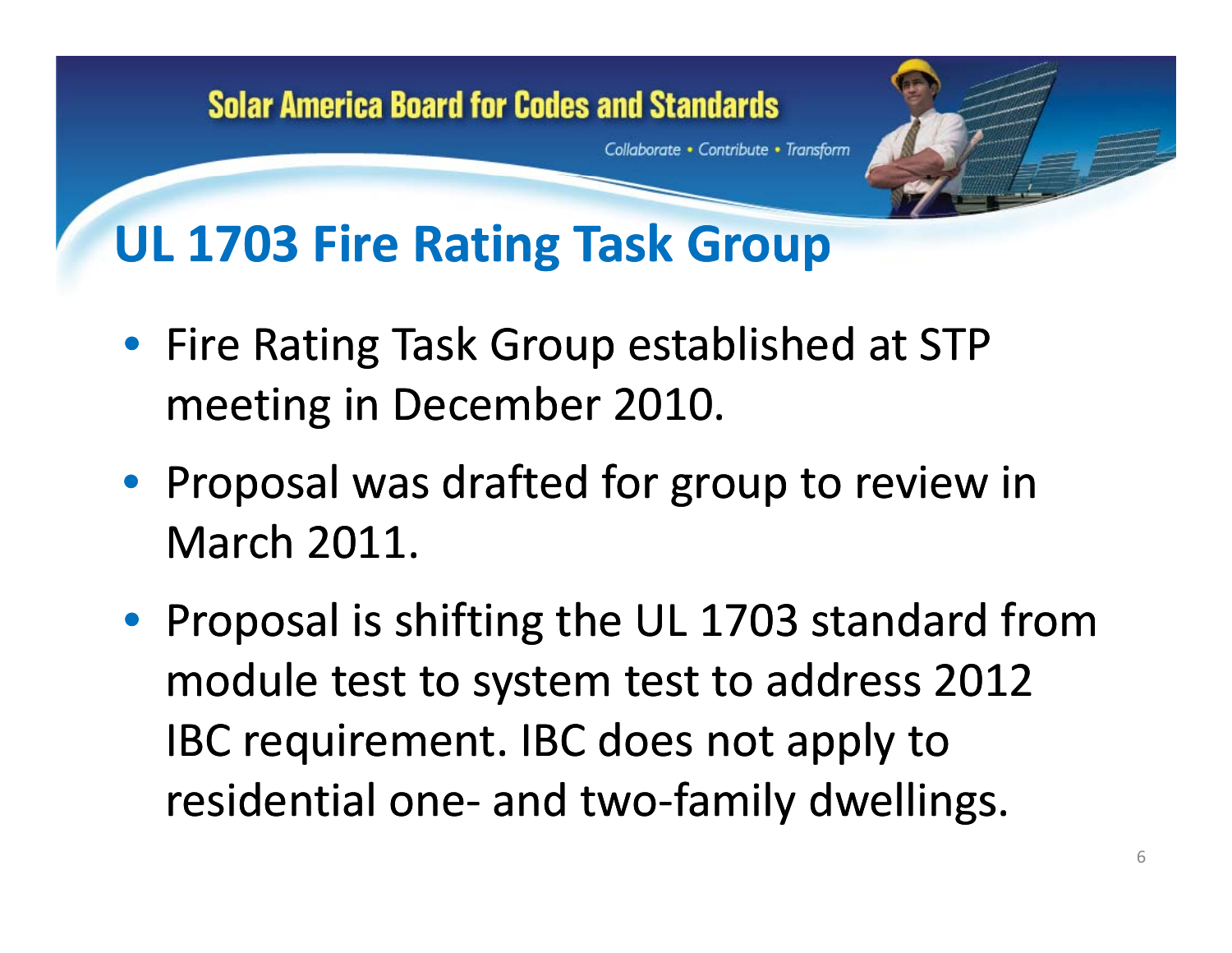# UL 1703 Fire Rating Task Group

- Fire Rating Task Group established at STP meeting in December 2010.
- Proposal was drafted for group to review in March 2011.
- Proposal is shifting the UL 1703 standard from module test to system test to address 2012 IBC requirement. IBC does not apply to residential one- and two-family dwellings.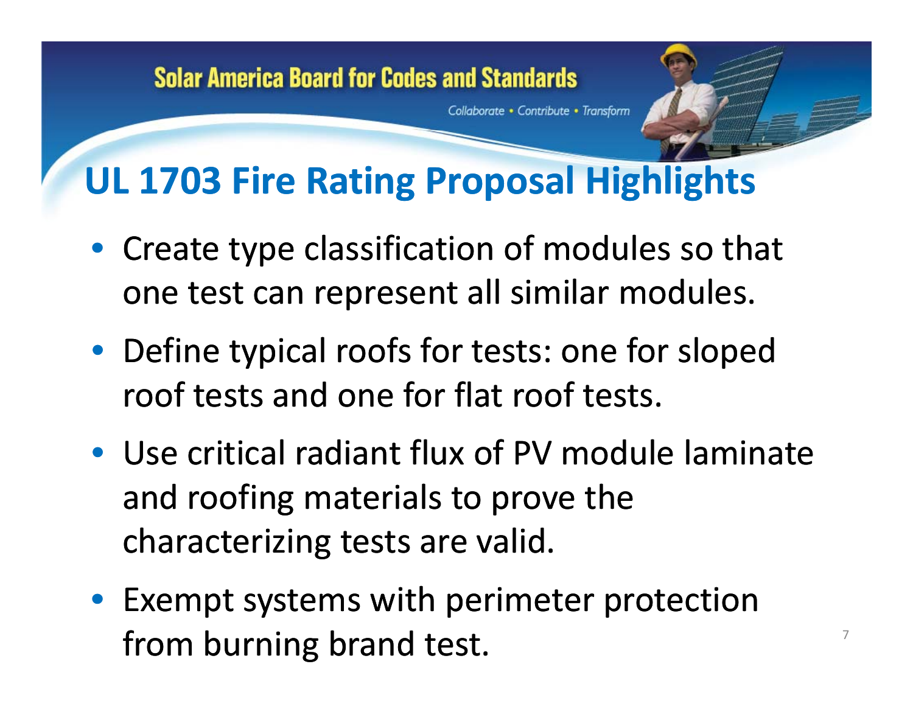# UL 1703 Fire Rating Proposal Highlights

- Create type classification of modules so that one test can represent all similar modules.
- Define typical roofs for tests: one for sloped roof tests and one for flat roof tests.
- Use critical radiant flux of PV module laminate and roofing materials to prove the characterizing tests are valid.
- Exempt systems with perimeter protection from burning brand test.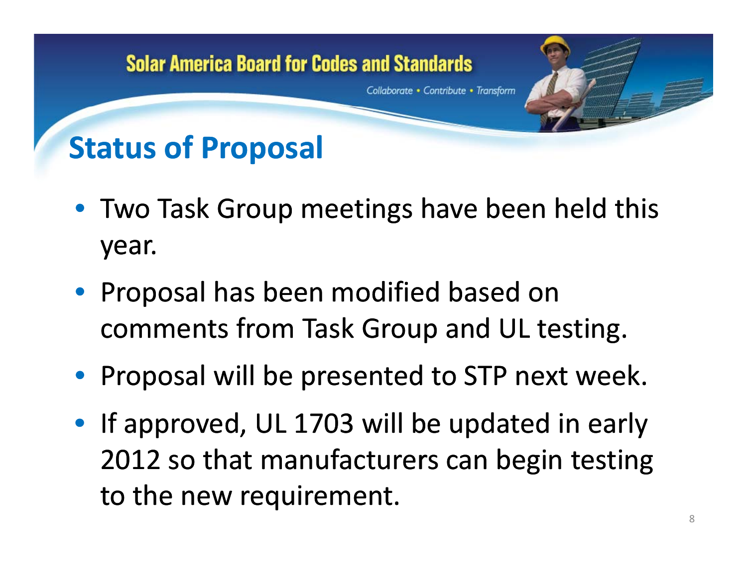Solar America Board for Codes and Standards

*Collaborate • Contribute • Transform*

## Status of Proposal

- Two Task Group meetings have been held this year.
- Proposal has been modified based on comments from Task Group and UL testing.
- Proposal will be presented to STP next week.
- If approved, UL 1703 will be updated in early 2012 so that manufacturers can begin testing to the new requirement.